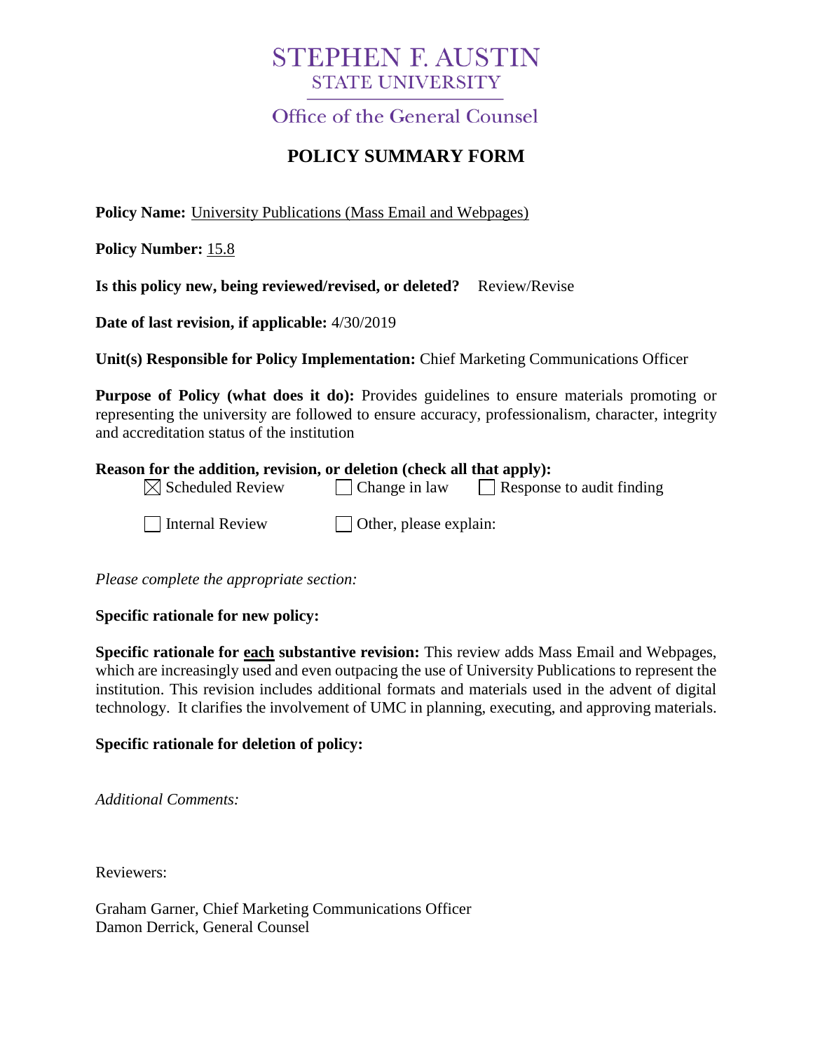# STEPHEN F. AUSTIN
## STATE UNIVERSITY

### Office of the General Counsel

## POLICY SUMMARY FORM

**Policy Name:** University Publications (Mass Email and Webpages)

**Policy Number:** 15.8

**Is this policy new, being reviewed/revised, or deleted?** Review/Revise

**Date of last revision, if applicable:** 4/30/2019

**Unit(s) Responsible for Policy Implementation:** Chief Marketing Communications Officer

**Purpose of Policy (what does it do):** Provides guidelines to ensure materials promoting or representing the university are followed to ensure accuracy, professionalism, character, integrity and accreditation status of the institution

**Reason for the addition, revision, or deletion (check all that apply):**

- ☒ Scheduled Review
- ☐ Change in law
- ☐ Response to audit finding
- ☐ Internal Review
- ☐ Other, please explain:

*Please complete the appropriate section:*

**Specific rationale for new policy:**

**Specific rationale for each substantive revision:** This review adds Mass Email and Webpages, which are increasingly used and even outpacing the use of University Publications to represent the institution. This revision includes additional formats and materials used in the advent of digital technology. It clarifies the involvement of UMC in planning, executing, and approving materials.

**Specific rationale for deletion of policy:**

*Additional Comments:*

Reviewers:

Graham Garner, Chief Marketing Communications Officer
Damon Derrick, General Counsel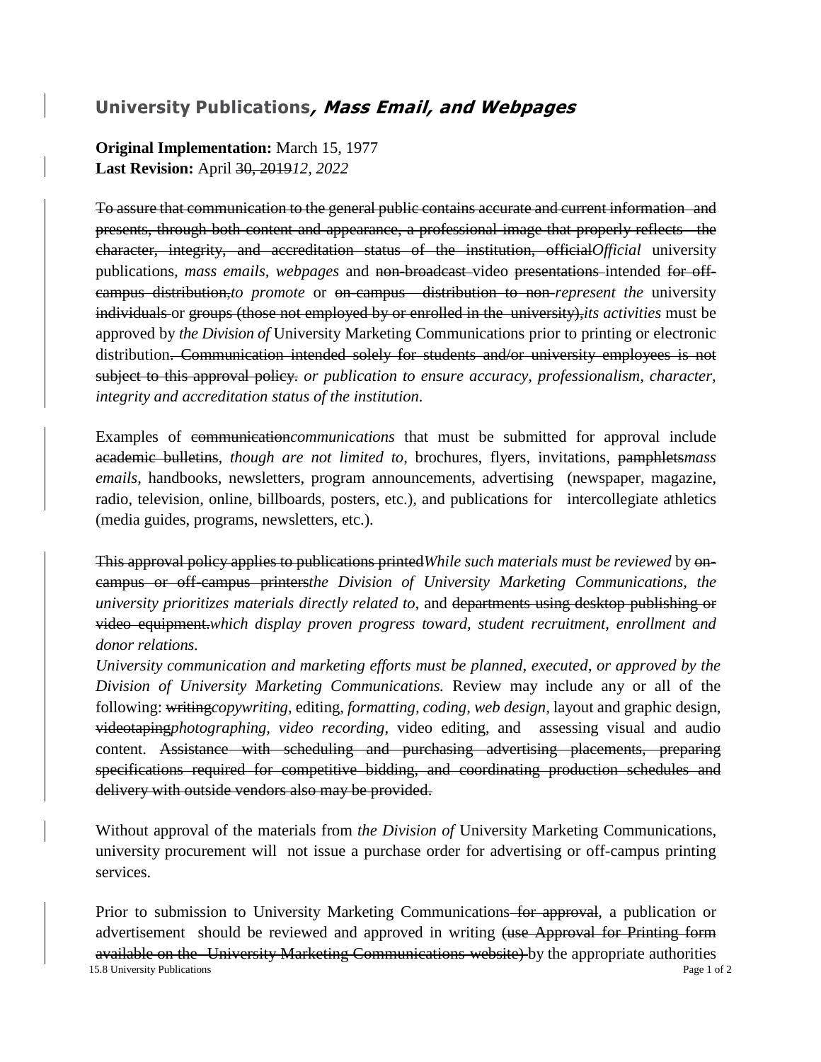## University Publications*, Mass Email, and Webpages*

**Original Implementation:** March 15, 1977
**Last Revision:** April ~~30, 2019~~*12, 2022*

~~To assure that communication to the general public contains accurate and current information and presents, through both content and appearance, a professional image that properly reflects the character, integrity, and accreditation status of the institution, official~~*Official* university publications, *mass emails, webpages* and ~~non-broadcast~~ video ~~presentations~~ intended ~~for off-campus distribution,~~*to promote* or ~~on-campus distribution to non-~~*represent the* university ~~individuals~~ or ~~groups (those not employed by or enrolled in the university),~~*its activities* must be approved by *the Division of* University Marketing Communications prior to printing or electronic distribution~~. Communication intended solely for students and/or university employees is not subject to this approval policy.~~ *or publication to ensure accuracy, professionalism, character, integrity and accreditation status of the institution.*

Examples of ~~communication~~*communications* that must be submitted for approval include ~~academic bulletins~~, *though are not limited to*, brochures, flyers, invitations, ~~pamphlets~~*mass emails*, handbooks, newsletters, program announcements, advertising (newspaper, magazine, radio, television, online, billboards, posters, etc.), and publications for intercollegiate athletics (media guides, programs, newsletters, etc.).

~~This approval policy applies to publications printed~~*While such materials must be reviewed* by ~~on-campus or off-campus printers~~*the Division of University Marketing Communications, the university prioritizes materials directly related to,* and ~~departments using desktop publishing or video equipment.~~*which display proven progress toward, student recruitment, enrollment and donor relations.*
*University communication and marketing efforts must be planned, executed, or approved by the Division of University Marketing Communications.* Review may include any or all of the following: ~~writing~~*copywriting*, editing, *formatting, coding, web design,* layout and graphic design, ~~videotaping~~*photographing, video recording,* video editing, and assessing visual and audio content. ~~Assistance with scheduling and purchasing advertising placements, preparing specifications required for competitive bidding, and coordinating production schedules and delivery with outside vendors also may be provided.~~

Without approval of the materials from *the Division of* University Marketing Communications, university procurement will not issue a purchase order for advertising or off-campus printing services.

Prior to submission to University Marketing Communications~~ for approval~~, a publication or advertisement should be reviewed and approved in writing ~~(use Approval for Printing form available on the University Marketing Communications website)~~ by the appropriate authorities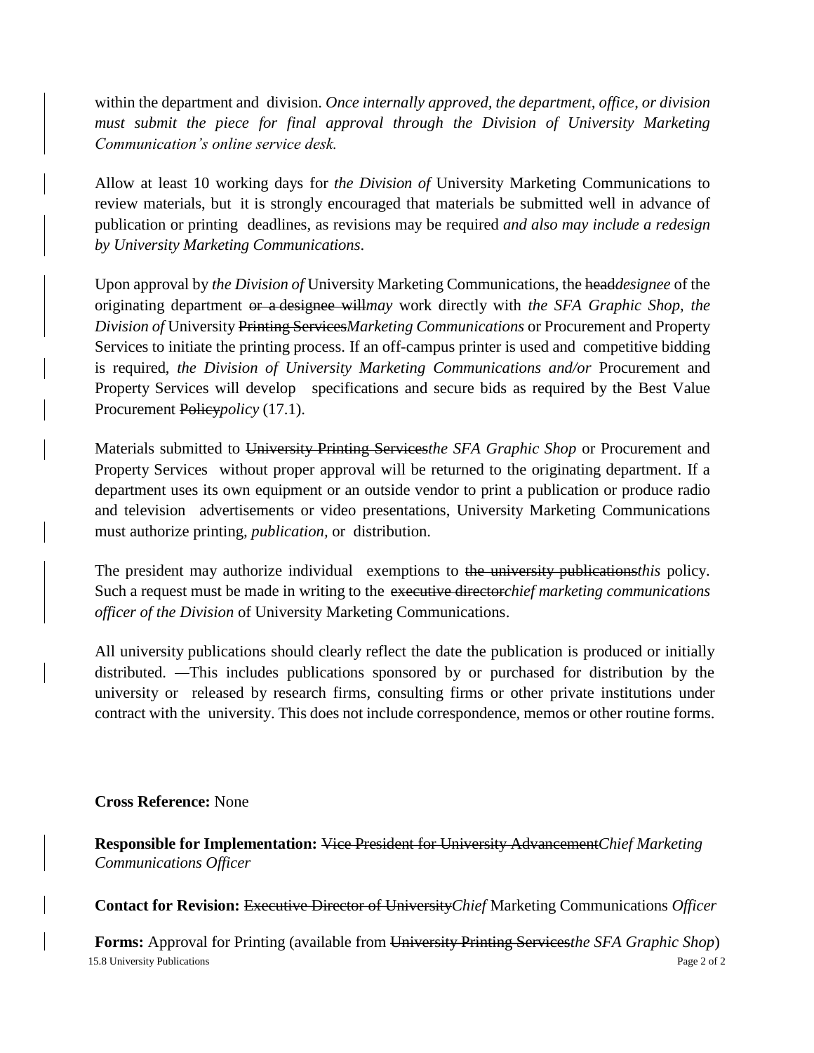within the department and division. *Once internally approved, the department, office, or division must submit the piece for final approval through the Division of University Marketing Communication's online service desk.*

Allow at least 10 working days for *the Division of* University Marketing Communications to review materials, but it is strongly encouraged that materials be submitted well in advance of publication or printing deadlines, as revisions may be required *and also may include a redesign by University Marketing Communications*.

Upon approval by *the Division of* University Marketing Communications, the ~~head~~*designee* of the originating department ~~or a designee will~~*may* work directly with *the SFA Graphic Shop, the Division of* University ~~Printing Services~~*Marketing Communications* or Procurement and Property Services to initiate the printing process. If an off-campus printer is used and competitive bidding is required, *the Division of University Marketing Communications and/or* Procurement and Property Services will develop specifications and secure bids as required by the Best Value Procurement ~~Policy~~*policy* (17.1).

Materials submitted to ~~University Printing Services~~*the SFA Graphic Shop* or Procurement and Property Services without proper approval will be returned to the originating department. If a department uses its own equipment or an outside vendor to print a publication or produce radio and television advertisements or video presentations, University Marketing Communications must authorize printing, *publication,* or distribution.

The president may authorize individual exemptions to ~~the university publications~~*this* policy. Such a request must be made in writing to the ~~executive director~~*chief marketing communications officer of the Division* of University Marketing Communications.

All university publications should clearly reflect the date the publication is produced or initially distributed. —This includes publications sponsored by or purchased for distribution by the university or released by research firms, consulting firms or other private institutions under contract with the university. This does not include correspondence, memos or other routine forms.

**Cross Reference:** None

**Responsible for Implementation:** ~~Vice President for University Advancement~~*Chief Marketing Communications Officer*

**Contact for Revision:** ~~Executive Director of University~~*Chief* Marketing Communications *Officer*

**Forms:** Approval for Printing (available from ~~University Printing Services~~*the SFA Graphic Shop*)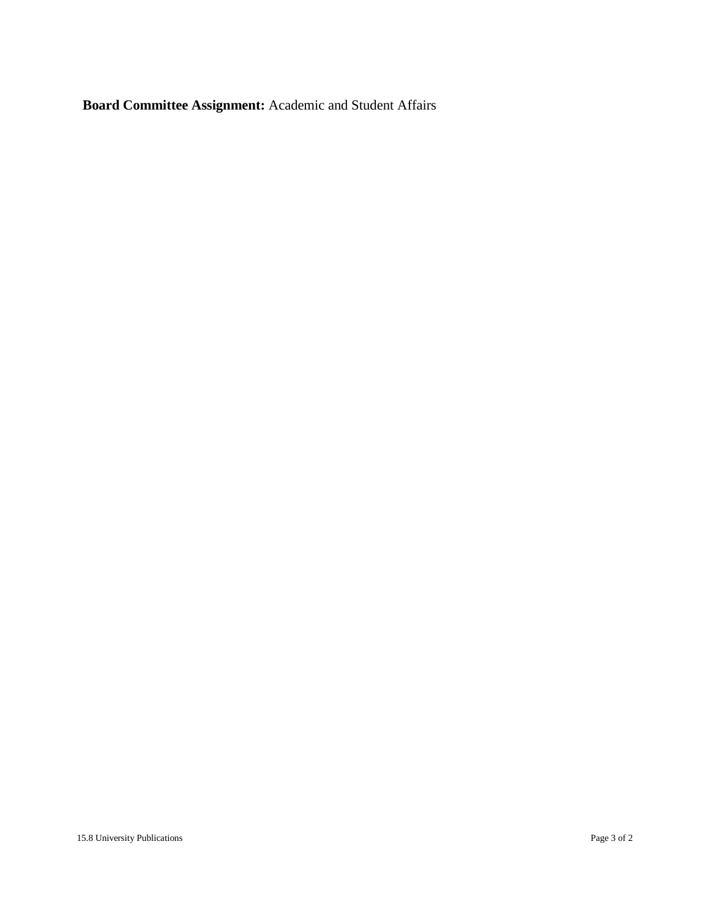**Board Committee Assignment:** Academic and Student Affairs